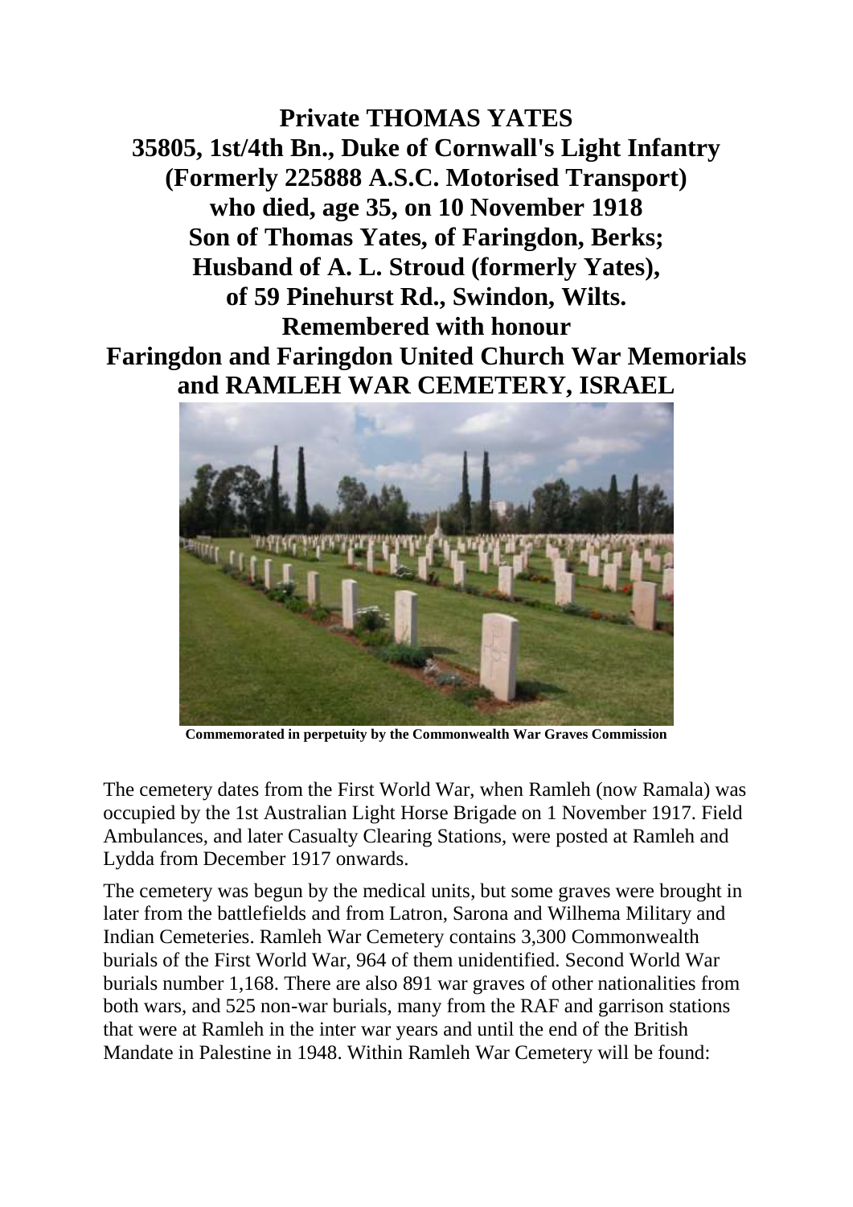**Private THOMAS YATES**
**35805, 1st/4th Bn., Duke of Cornwall's Light Infantry**
**(Formerly 225888 A.S.C. Motorised Transport)**
**who died, age 35, on 10 November 1918**
**Son of Thomas Yates, of Faringdon, Berks;**
**Husband of A. L. Stroud (formerly Yates),**
**of 59 Pinehurst Rd., Swindon, Wilts.**
**Remembered with honour**
**Faringdon and Faringdon United Church War Memorials**
**and RAMLEH WAR CEMETERY, ISRAEL**

**Commemorated in perpetuity by the Commonwealth War Graves Commission**

The cemetery dates from the First World War, when Ramleh (now Ramala) was occupied by the 1st Australian Light Horse Brigade on 1 November 1917. Field Ambulances, and later Casualty Clearing Stations, were posted at Ramleh and Lydda from December 1917 onwards.

The cemetery was begun by the medical units, but some graves were brought in later from the battlefields and from Latron, Sarona and Wilhema Military and Indian Cemeteries. Ramleh War Cemetery contains 3,300 Commonwealth burials of the First World War, 964 of them unidentified. Second World War burials number 1,168. There are also 891 war graves of other nationalities from both wars, and 525 non-war burials, many from the RAF and garrison stations that were at Ramleh in the inter war years and until the end of the British Mandate in Palestine in 1948. Within Ramleh War Cemetery will be found: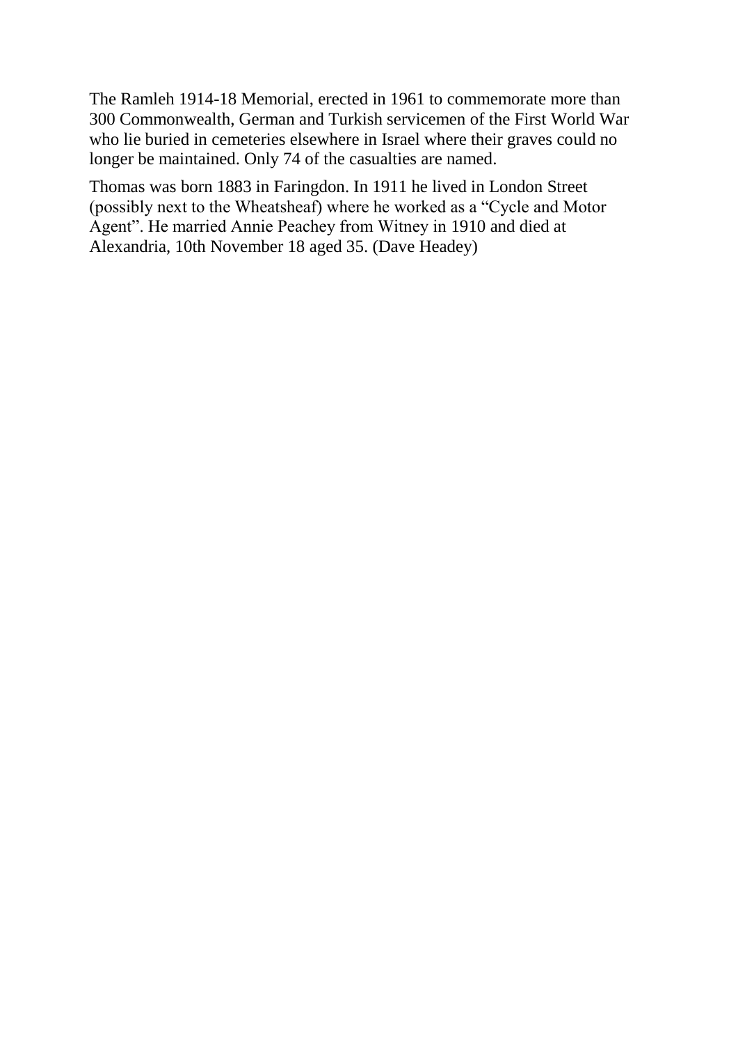The Ramleh 1914-18 Memorial, erected in 1961 to commemorate more than 300 Commonwealth, German and Turkish servicemen of the First World War who lie buried in cemeteries elsewhere in Israel where their graves could no longer be maintained. Only 74 of the casualties are named.

Thomas was born 1883 in Faringdon. In 1911 he lived in London Street (possibly next to the Wheatsheaf) where he worked as a "Cycle and Motor Agent". He married Annie Peachey from Witney in 1910 and died at Alexandria, 10th November 18 aged 35. (Dave Headey)